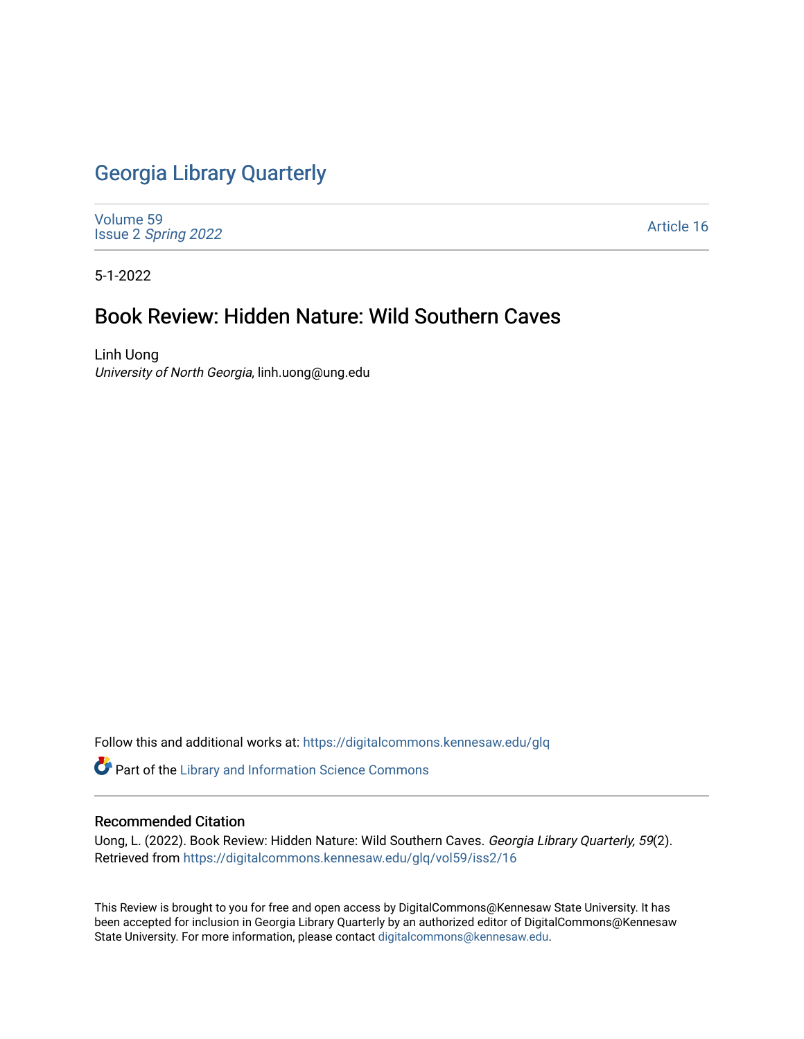# Georgia Library Quarterly

Volume 59
Issue 2 *Spring 2022*

Article 16

5-1-2022

## Book Review: Hidden Nature: Wild Southern Caves

Linh Uong
*University of North Georgia*, linh.uong@ung.edu

Follow this and additional works at: https://digitalcommons.kennesaw.edu/glq

Part of the Library and Information Science Commons

### Recommended Citation

Uong, L. (2022). Book Review: Hidden Nature: Wild Southern Caves. *Georgia Library Quarterly, 59*(2). Retrieved from https://digitalcommons.kennesaw.edu/glq/vol59/iss2/16

This Review is brought to you for free and open access by DigitalCommons@Kennesaw State University. It has been accepted for inclusion in Georgia Library Quarterly by an authorized editor of DigitalCommons@Kennesaw State University. For more information, please contact digitalcommons@kennesaw.edu.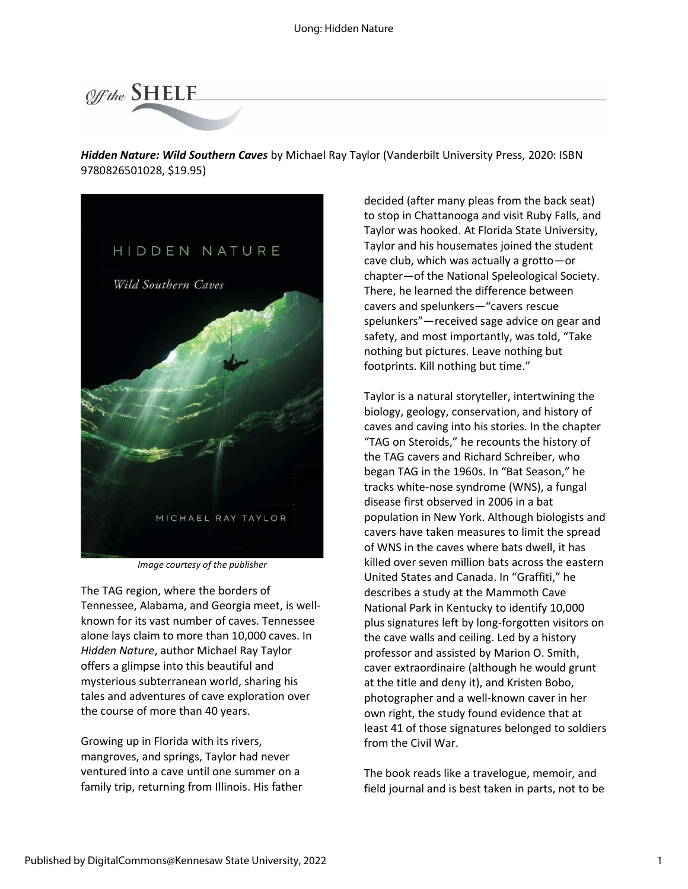*Hidden Nature: Wild Southern Caves* by Michael Ray Taylor (Vanderbilt University Press, 2020: ISBN 9780826501028, $19.95)

*Image courtesy of the publisher*

The TAG region, where the borders of Tennessee, Alabama, and Georgia meet, is well-known for its vast number of caves. Tennessee alone lays claim to more than 10,000 caves. In *Hidden Nature*, author Michael Ray Taylor offers a glimpse into this beautiful and mysterious subterranean world, sharing his tales and adventures of cave exploration over the course of more than 40 years.

Growing up in Florida with its rivers, mangroves, and springs, Taylor had never ventured into a cave until one summer on a family trip, returning from Illinois. His father decided (after many pleas from the back seat) to stop in Chattanooga and visit Ruby Falls, and Taylor was hooked. At Florida State University, Taylor and his housemates joined the student cave club, which was actually a grotto—or chapter—of the National Speleological Society. There, he learned the difference between cavers and spelunkers—"cavers rescue spelunkers"—received sage advice on gear and safety, and most importantly, was told, "Take nothing but pictures. Leave nothing but footprints. Kill nothing but time."

Taylor is a natural storyteller, intertwining the biology, geology, conservation, and history of caves and caving into his stories. In the chapter "TAG on Steroids," he recounts the history of the TAG cavers and Richard Schreiber, who began TAG in the 1960s. In "Bat Season," he tracks white-nose syndrome (WNS), a fungal disease first observed in 2006 in a bat population in New York. Although biologists and cavers have taken measures to limit the spread of WNS in the caves where bats dwell, it has killed over seven million bats across the eastern United States and Canada. In "Graffiti," he describes a study at the Mammoth Cave National Park in Kentucky to identify 10,000 plus signatures left by long-forgotten visitors on the cave walls and ceiling. Led by a history professor and assisted by Marion O. Smith, caver extraordinaire (although he would grunt at the title and deny it), and Kristen Bobo, photographer and a well-known caver in her own right, the study found evidence that at least 41 of those signatures belonged to soldiers from the Civil War.

The book reads like a travelogue, memoir, and field journal and is best taken in parts, not to be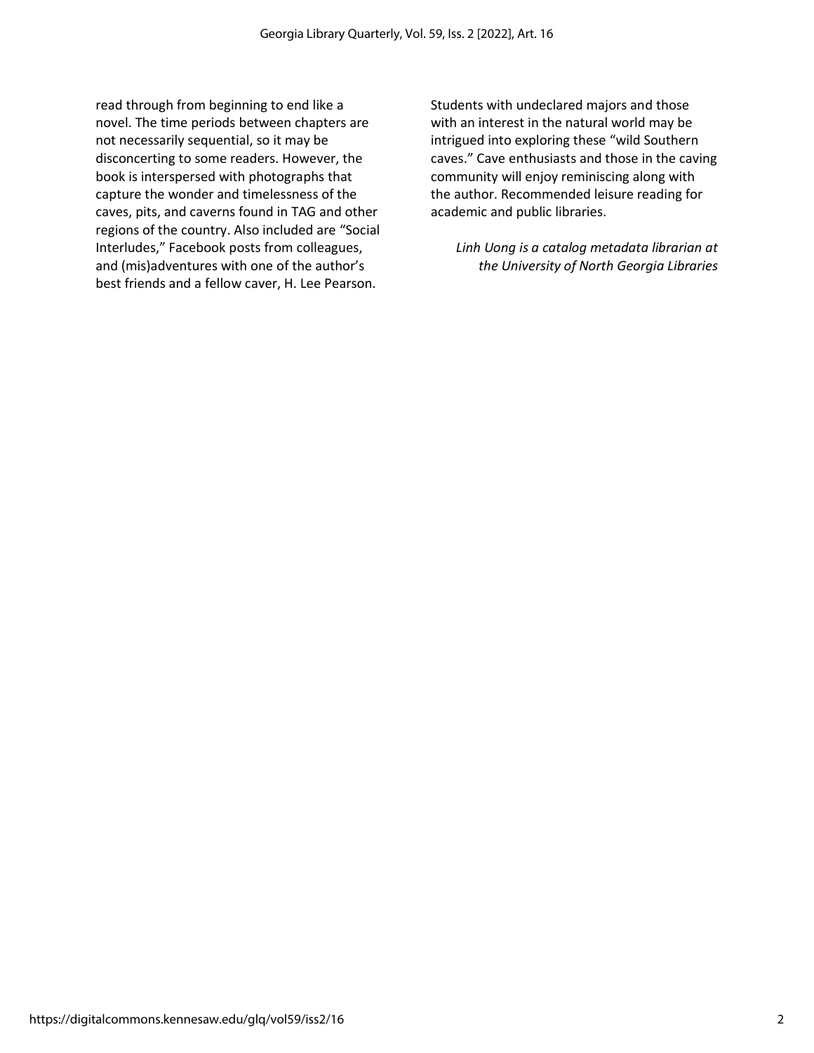read through from beginning to end like a novel. The time periods between chapters are not necessarily sequential, so it may be disconcerting to some readers. However, the book is interspersed with photographs that capture the wonder and timelessness of the caves, pits, and caverns found in TAG and other regions of the country. Also included are "Social Interludes," Facebook posts from colleagues, and (mis)adventures with one of the author's best friends and a fellow caver, H. Lee Pearson.

Students with undeclared majors and those with an interest in the natural world may be intrigued into exploring these "wild Southern caves." Cave enthusiasts and those in the caving community will enjoy reminiscing along with the author. Recommended leisure reading for academic and public libraries.

*Linh Uong is a catalog metadata librarian at the University of North Georgia Libraries*